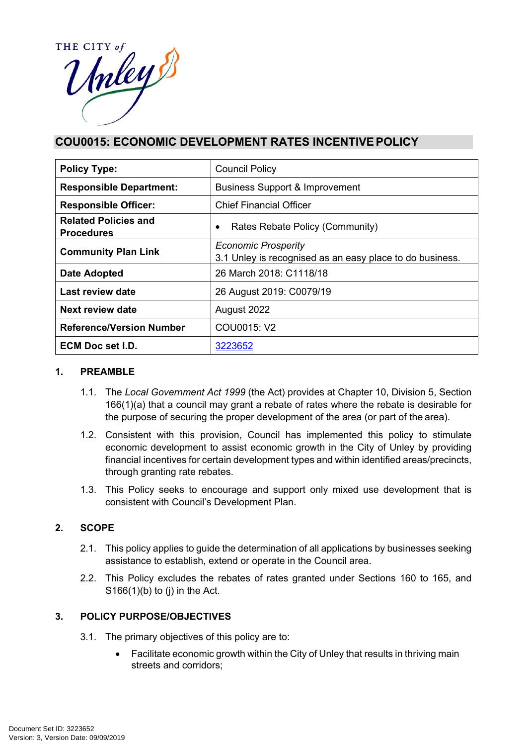# COU0015: ECONOMIC DEVELOPMENT RATES INCENTIVE POLICY

| | |
|---|---|
| **Policy Type:** | Council Policy |
| **Responsible Department:** | Business Support & Improvement |
| **Responsible Officer:** | Chief Financial Officer |
| **Related Policies and Procedures** | • Rates Rebate Policy (Community) |
| **Community Plan Link** | *Economic Prosperity* 3.1 Unley is recognised as an easy place to do business. |
| **Date Adopted** | 26 March 2018: C1118/18 |
| **Last review date** | 26 August 2019: C0079/19 |
| **Next review date** | August 2022 |
| **Reference/Version Number** | COU0015: V2 |
| **ECM Doc set I.D.** | 3223652 |

## 1. PREAMBLE

1.1. The *Local Government Act 1999* (the Act) provides at Chapter 10, Division 5, Section 166(1)(a) that a council may grant a rebate of rates where the rebate is desirable for the purpose of securing the proper development of the area (or part of the area).

1.2. Consistent with this provision, Council has implemented this policy to stimulate economic development to assist economic growth in the City of Unley by providing financial incentives for certain development types and within identified areas/precincts, through granting rate rebates.

1.3. This Policy seeks to encourage and support only mixed use development that is consistent with Council's Development Plan.

## 2. SCOPE

2.1. This policy applies to guide the determination of all applications by businesses seeking assistance to establish, extend or operate in the Council area.

2.2. This Policy excludes the rebates of rates granted under Sections 160 to 165, and S166(1)(b) to (j) in the Act.

## 3. POLICY PURPOSE/OBJECTIVES

3.1. The primary objectives of this policy are to:

- Facilitate economic growth within the City of Unley that results in thriving main streets and corridors;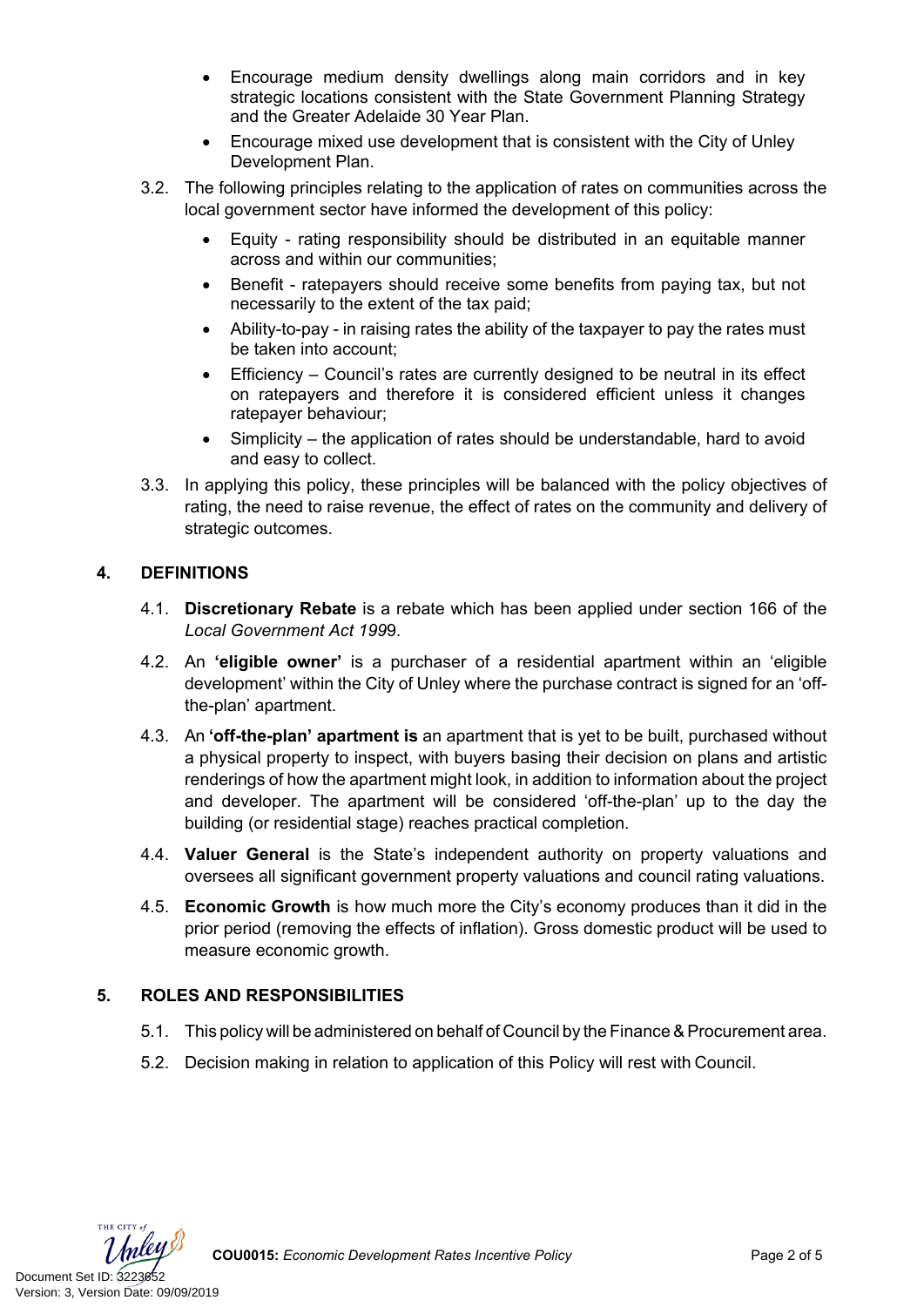- Encourage medium density dwellings along main corridors and in key strategic locations consistent with the State Government Planning Strategy and the Greater Adelaide 30 Year Plan.
- Encourage mixed use development that is consistent with the City of Unley Development Plan.

3.2. The following principles relating to the application of rates on communities across the local government sector have informed the development of this policy:

- Equity - rating responsibility should be distributed in an equitable manner across and within our communities;
- Benefit - ratepayers should receive some benefits from paying tax, but not necessarily to the extent of the tax paid;
- Ability-to-pay - in raising rates the ability of the taxpayer to pay the rates must be taken into account;
- Efficiency – Council's rates are currently designed to be neutral in its effect on ratepayers and therefore it is considered efficient unless it changes ratepayer behaviour;
- Simplicity – the application of rates should be understandable, hard to avoid and easy to collect.

3.3. In applying this policy, these principles will be balanced with the policy objectives of rating, the need to raise revenue, the effect of rates on the community and delivery of strategic outcomes.

## 4. DEFINITIONS

4.1. **Discretionary Rebate** is a rebate which has been applied under section 166 of the *Local Government Act 199*9.

4.2. An **'eligible owner'** is a purchaser of a residential apartment within an 'eligible development' within the City of Unley where the purchase contract is signed for an 'off-the-plan' apartment.

4.3. An **'off-the-plan' apartment is** an apartment that is yet to be built, purchased without a physical property to inspect, with buyers basing their decision on plans and artistic renderings of how the apartment might look, in addition to information about the project and developer. The apartment will be considered 'off-the-plan' up to the day the building (or residential stage) reaches practical completion.

4.4. **Valuer General** is the State's independent authority on property valuations and oversees all significant government property valuations and council rating valuations.

4.5. **Economic Growth** is how much more the City's economy produces than it did in the prior period (removing the effects of inflation). Gross domestic product will be used to measure economic growth.

## 5. ROLES AND RESPONSIBILITIES

5.1. This policy will be administered on behalf of Council by the Finance & Procurement area.

5.2. Decision making in relation to application of this Policy will rest with Council.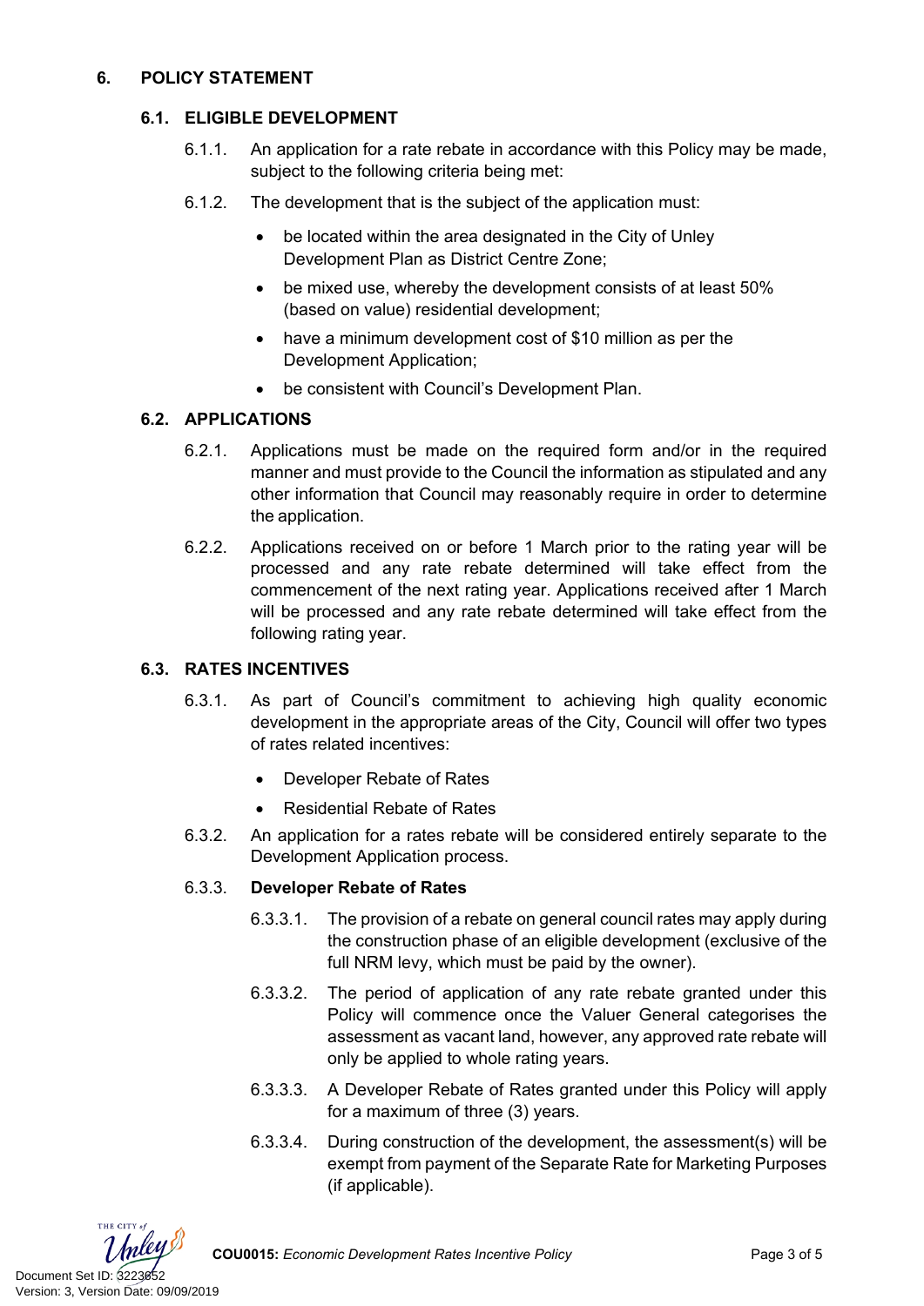## 6. POLICY STATEMENT

### 6.1. ELIGIBLE DEVELOPMENT

6.1.1. An application for a rate rebate in accordance with this Policy may be made, subject to the following criteria being met:

6.1.2. The development that is the subject of the application must:

- be located within the area designated in the City of Unley Development Plan as District Centre Zone;
- be mixed use, whereby the development consists of at least 50% (based on value) residential development;
- have a minimum development cost of $10 million as per the Development Application;
- be consistent with Council's Development Plan.

### 6.2. APPLICATIONS

6.2.1. Applications must be made on the required form and/or in the required manner and must provide to the Council the information as stipulated and any other information that Council may reasonably require in order to determine the application.

6.2.2. Applications received on or before 1 March prior to the rating year will be processed and any rate rebate determined will take effect from the commencement of the next rating year. Applications received after 1 March will be processed and any rate rebate determined will take effect from the following rating year.

### 6.3. RATES INCENTIVES

6.3.1. As part of Council's commitment to achieving high quality economic development in the appropriate areas of the City, Council will offer two types of rates related incentives:

- Developer Rebate of Rates
- Residential Rebate of Rates

6.3.2. An application for a rates rebate will be considered entirely separate to the Development Application process.

6.3.3. **Developer Rebate of Rates**

6.3.3.1. The provision of a rebate on general council rates may apply during the construction phase of an eligible development (exclusive of the full NRM levy, which must be paid by the owner).

6.3.3.2. The period of application of any rate rebate granted under this Policy will commence once the Valuer General categorises the assessment as vacant land, however, any approved rate rebate will only be applied to whole rating years.

6.3.3.3. A Developer Rebate of Rates granted under this Policy will apply for a maximum of three (3) years.

6.3.3.4. During construction of the development, the assessment(s) will be exempt from payment of the Separate Rate for Marketing Purposes (if applicable).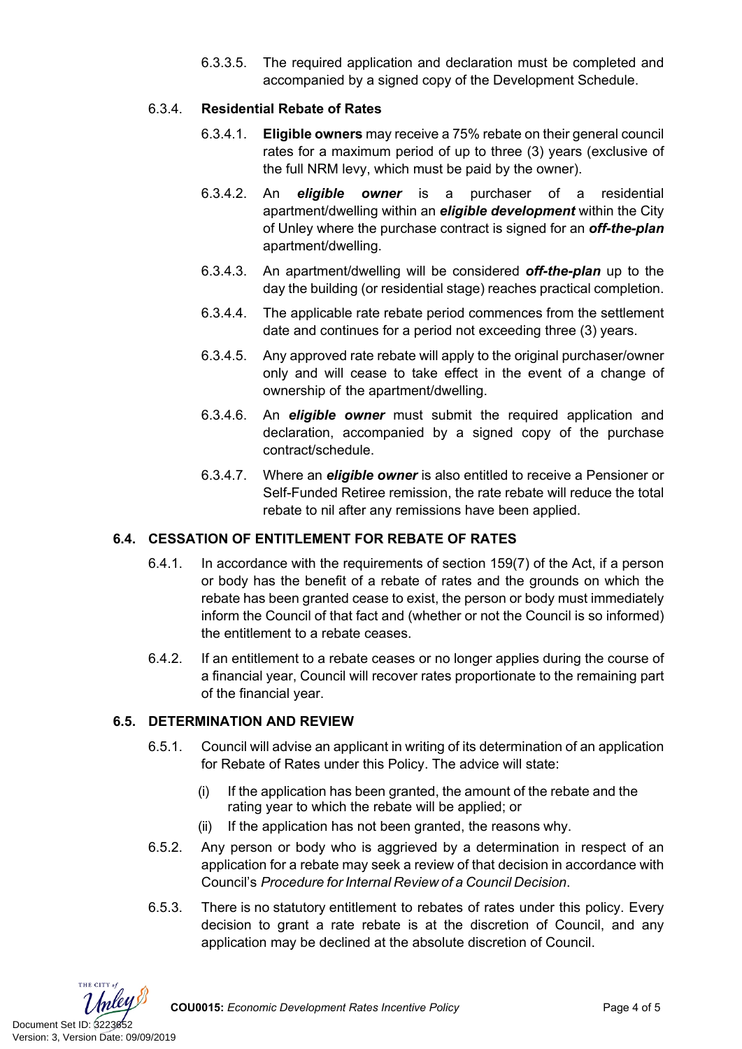6.3.3.5. The required application and declaration must be completed and accompanied by a signed copy of the Development Schedule.

### 6.3.4. Residential Rebate of Rates

6.3.4.1. **Eligible owners** may receive a 75% rebate on their general council rates for a maximum period of up to three (3) years (exclusive of the full NRM levy, which must be paid by the owner).

6.3.4.2. An ***eligible owner*** is a purchaser of a residential apartment/dwelling within an ***eligible development*** within the City of Unley where the purchase contract is signed for an ***off-the-plan*** apartment/dwelling.

6.3.4.3. An apartment/dwelling will be considered ***off-the-plan*** up to the day the building (or residential stage) reaches practical completion.

6.3.4.4. The applicable rate rebate period commences from the settlement date and continues for a period not exceeding three (3) years.

6.3.4.5. Any approved rate rebate will apply to the original purchaser/owner only and will cease to take effect in the event of a change of ownership of the apartment/dwelling.

6.3.4.6. An ***eligible owner*** must submit the required application and declaration, accompanied by a signed copy of the purchase contract/schedule.

6.3.4.7. Where an ***eligible owner*** is also entitled to receive a Pensioner or Self-Funded Retiree remission, the rate rebate will reduce the total rebate to nil after any remissions have been applied.

## 6.4. CESSATION OF ENTITLEMENT FOR REBATE OF RATES

6.4.1. In accordance with the requirements of section 159(7) of the Act, if a person or body has the benefit of a rebate of rates and the grounds on which the rebate has been granted cease to exist, the person or body must immediately inform the Council of that fact and (whether or not the Council is so informed) the entitlement to a rebate ceases.

6.4.2. If an entitlement to a rebate ceases or no longer applies during the course of a financial year, Council will recover rates proportionate to the remaining part of the financial year.

## 6.5. DETERMINATION AND REVIEW

6.5.1. Council will advise an applicant in writing of its determination of an application for Rebate of Rates under this Policy. The advice will state:

(i) If the application has been granted, the amount of the rebate and the rating year to which the rebate will be applied; or

(ii) If the application has not been granted, the reasons why.

6.5.2. Any person or body who is aggrieved by a determination in respect of an application for a rebate may seek a review of that decision in accordance with Council's *Procedure for Internal Review of a Council Decision*.

6.5.3. There is no statutory entitlement to rebates of rates under this policy. Every decision to grant a rate rebate is at the discretion of Council, and any application may be declined at the absolute discretion of Council.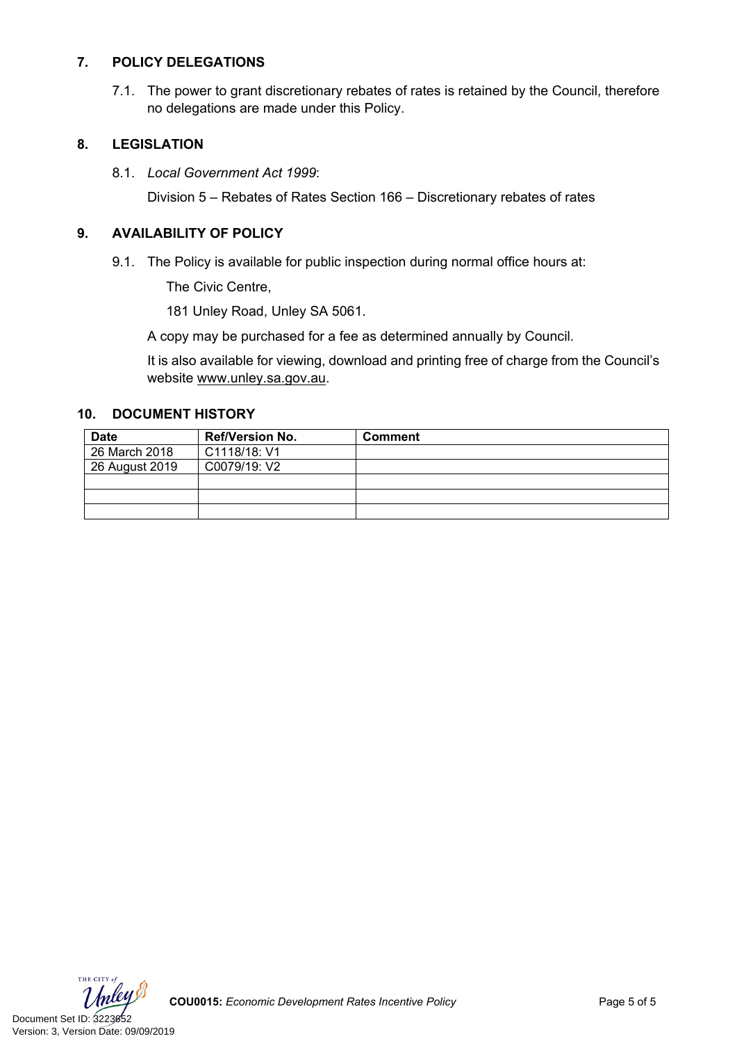## 7. POLICY DELEGATIONS

7.1. The power to grant discretionary rebates of rates is retained by the Council, therefore no delegations are made under this Policy.

## 8. LEGISLATION

8.1. *Local Government Act 1999*:

Division 5 – Rebates of Rates Section 166 – Discretionary rebates of rates

## 9. AVAILABILITY OF POLICY

9.1. The Policy is available for public inspection during normal office hours at:

The Civic Centre,

181 Unley Road, Unley SA 5061.

A copy may be purchased for a fee as determined annually by Council.

It is also available for viewing, download and printing free of charge from the Council's website www.unley.sa.gov.au.

## 10. DOCUMENT HISTORY

| Date | Ref/Version No. | Comment |
|---|---|---|
| 26 March 2018 | C1118/18: V1 | |
| 26 August 2019 | C0079/19: V2 | |
| | | |
| | | |
| | | |